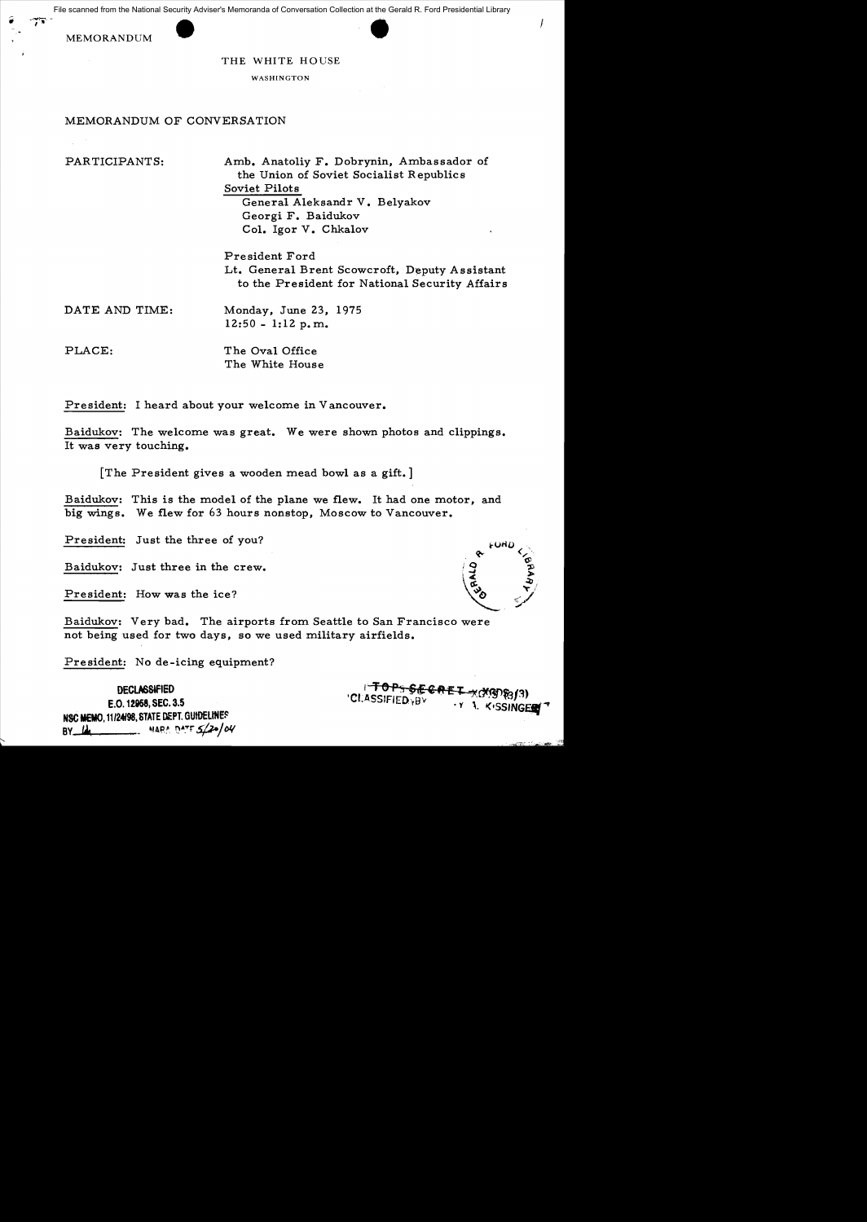File scanned from the National Security Adviser's Memoranda of Conversation Collection at the Gerald R. Ford Presidential Library

MEMORANDUM

THE WHITE HOUSE

WASHINGTON

MEMORANDUM OF CONVERSATION

PARTICIPANTS: Amb. Anatoliy F. Dobrynin, Ambassador of the Union of Soviet Socialist Republics
Soviet Pilots
General Aleksandr V. Belyakov
Georgi F. Baidukov
Col. Igor V. Chkalov

President Ford
Lt. General Brent Scowcroft, Deputy Assistant to the President for National Security Affairs

DATE AND TIME: Monday, June 23, 1975
12:50 - 1:12 p.m.

PLACE: The Oval Office
The White House

President: I heard about your welcome in Vancouver.

Baidukov: The welcome was great. We were shown photos and clippings. It was very touching.

[The President gives a wooden mead bowl as a gift.]

Baidukov: This is the model of the plane we flew. It had one motor, and big wings. We flew for 63 hours nonstop, Moscow to Vancouver.

President: Just the three of you?

Baidukov: Just three in the crew.

President: How was the ice?

Baidukov: Very bad. The airports from Seattle to San Francisco were not being used for two days, so we used military airfields.

President: No de-icing equipment?

DECLASSIFIED
E.O. 12958, SEC. 3.5
NSC MEMO, 11/24/98, STATE DEPT. GUIDELINES
BY ___ NARA DATE 5/20/04

~~TOP SECRET~~ XGDS (3)
CLASSIFIED BY H. A. KISSINGER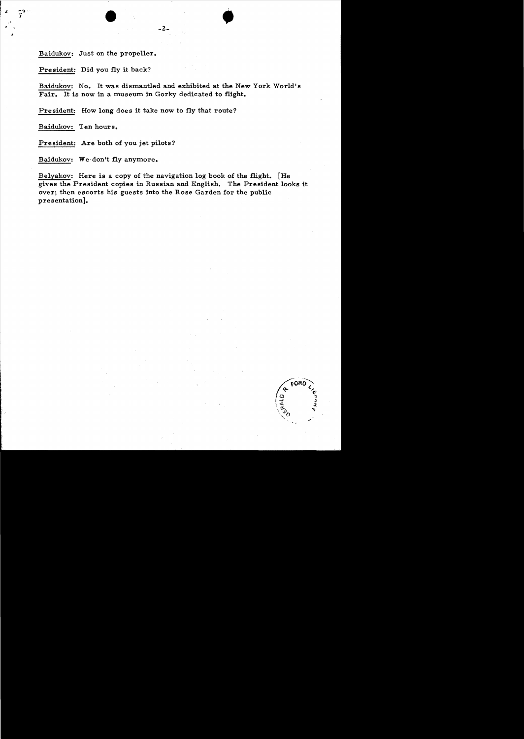Baidukov: Just on the propeller.

President: Did you fly it back?

Baidukov: No. It was dismantled and exhibited at the New York World's Fair. It is now in a museum in Gorky dedicated to flight.

President: How long does it take now to fly that route?

Baidukov: Ten hours.

President: Are both of you jet pilots?

Baidukov: We don't fly anymore.

Belyakov: Here is a copy of the navigation log book of the flight. [He gives the President copies in Russian and English. The President looks it over; then escorts his guests into the Rose Garden for the public presentation].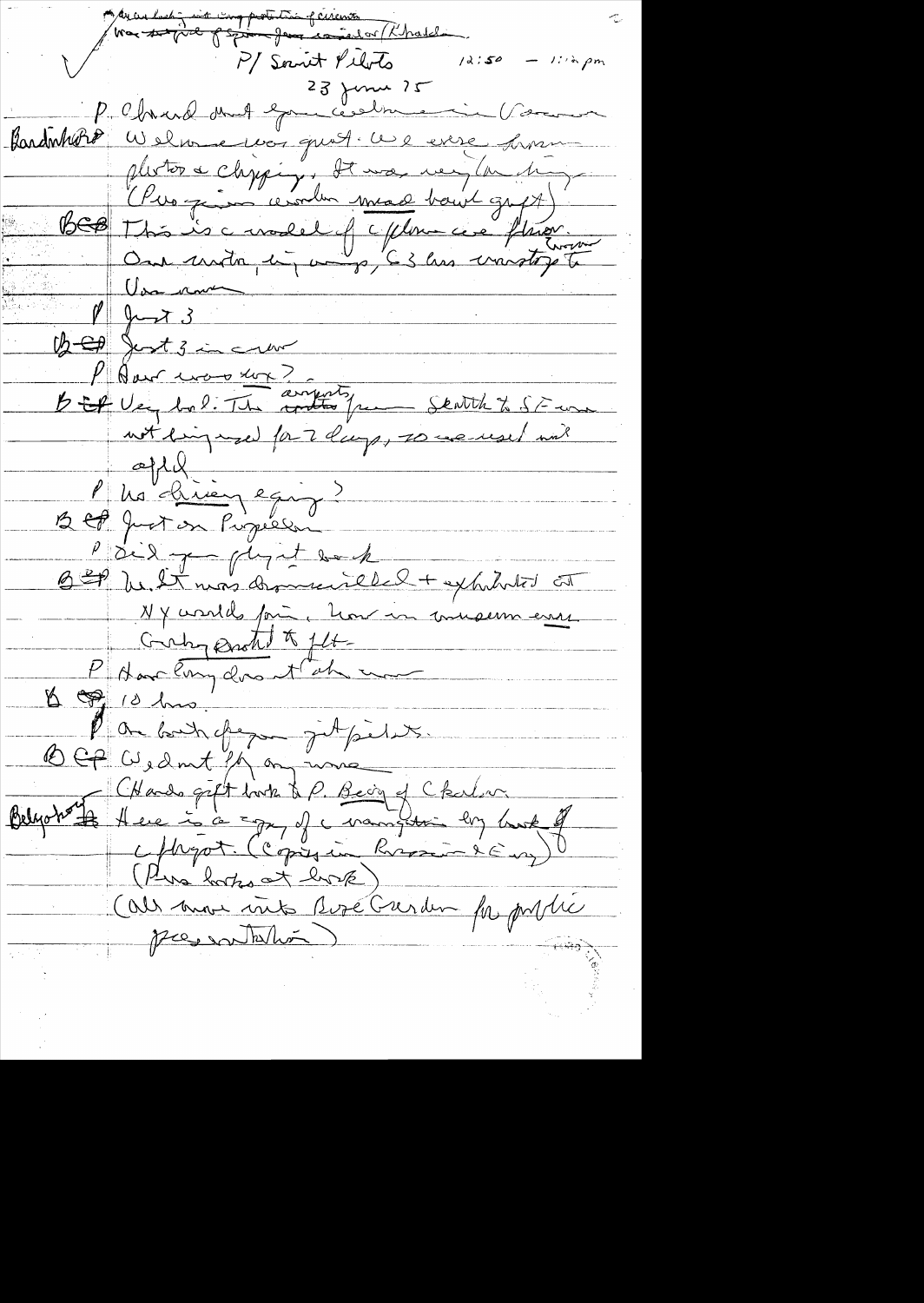~~Aye aw look - not very protective of circuits~~
~~was stopped of spam from caviar~~ / Khaldi

✓ P/ Soviet Pilots 12:50 – 1:12 pm
23 June 75

P. Chkalov met you celebrate in Vancouver

Baidukov: Welcome was great. We were born pilots & chipping. It was very touching. (Pres given a wooden mead bowl gift)

BCP This is a model of a plane we flew. One motor, big wings, 63 hrs nonstop to Vancouver

P Just 3

B-CP Just 3 in crew

P How was wx?

B-CP Very bad. The airports from Seattle to SF were not lighted for 2 days, so we used wide of field

P No drinking equip?

B CP Just on Propeller

P Did you fly it back

B-CP No, it was dismantled + exhibited at NY world fair. Now in museum ever. Chkalov pinned to flt

P How long did it take man

B CP 10 hrs.

P are both of you jet pilots.

B CP We don't fly any more

(Hands gift book to P. Bio of Chkalov)

Belyakov: Here is a copy of a navigation log book of a flight. (Copies in Russian & Eng)
(Pres looks at book)

(All move into Rose Garden for public presentation)